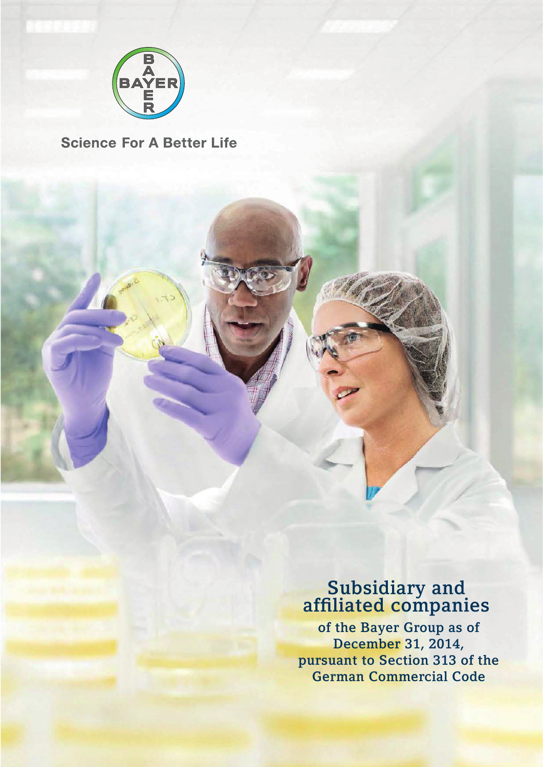BAYER

Science For A Better Life

# Subsidiary and affiliated companies

of the Bayer Group as of December 31, 2014, pursuant to Section 313 of the German Commercial Code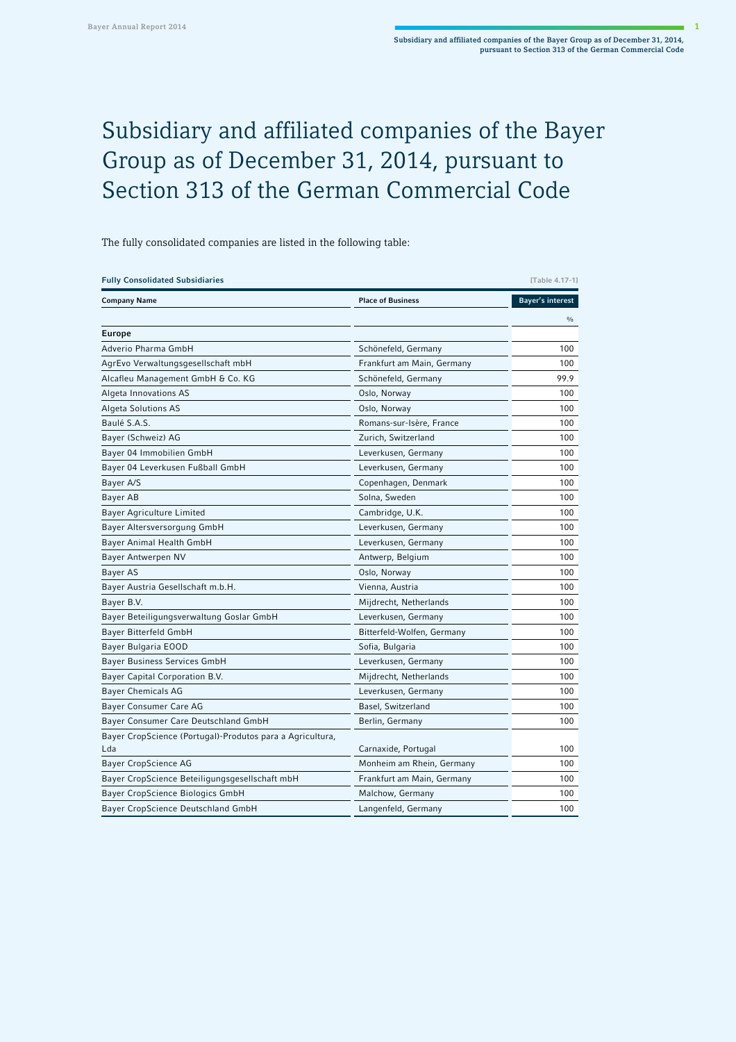# Subsidiary and affiliated companies of the Bayer Group as of December 31, 2014, pursuant to Section 313 of the German Commercial Code

The fully consolidated companies are listed in the following table:

**Fully Consolidated Subsidiaries** [Table 4.17-1]

| Company Name | Place of Business | Bayer's interest |
|---|---|---|
| | | % |
| **Europe** | | |
| Adverio Pharma GmbH | Schönefeld, Germany | 100 |
| AgrEvo Verwaltungsgesellschaft mbH | Frankfurt am Main, Germany | 100 |
| Alcafleu Management GmbH & Co. KG | Schönefeld, Germany | 99.9 |
| Algeta Innovations AS | Oslo, Norway | 100 |
| Algeta Solutions AS | Oslo, Norway | 100 |
| Baulé S.A.S. | Romans-sur-Isère, France | 100 |
| Bayer (Schweiz) AG | Zurich, Switzerland | 100 |
| Bayer 04 Immobilien GmbH | Leverkusen, Germany | 100 |
| Bayer 04 Leverkusen Fußball GmbH | Leverkusen, Germany | 100 |
| Bayer A/S | Copenhagen, Denmark | 100 |
| Bayer AB | Solna, Sweden | 100 |
| Bayer Agriculture Limited | Cambridge, U.K. | 100 |
| Bayer Altersversorgung GmbH | Leverkusen, Germany | 100 |
| Bayer Animal Health GmbH | Leverkusen, Germany | 100 |
| Bayer Antwerpen NV | Antwerp, Belgium | 100 |
| Bayer AS | Oslo, Norway | 100 |
| Bayer Austria Gesellschaft m.b.H. | Vienna, Austria | 100 |
| Bayer B.V. | Mijdrecht, Netherlands | 100 |
| Bayer Beteiligungsverwaltung Goslar GmbH | Leverkusen, Germany | 100 |
| Bayer Bitterfeld GmbH | Bitterfeld-Wolfen, Germany | 100 |
| Bayer Bulgaria EOOD | Sofia, Bulgaria | 100 |
| Bayer Business Services GmbH | Leverkusen, Germany | 100 |
| Bayer Capital Corporation B.V. | Mijdrecht, Netherlands | 100 |
| Bayer Chemicals AG | Leverkusen, Germany | 100 |
| Bayer Consumer Care AG | Basel, Switzerland | 100 |
| Bayer Consumer Care Deutschland GmbH | Berlin, Germany | 100 |
| Bayer CropScience (Portugal)-Produtos para a Agricultura, Lda | Carnaxide, Portugal | 100 |
| Bayer CropScience AG | Monheim am Rhein, Germany | 100 |
| Bayer CropScience Beteiligungsgesellschaft mbH | Frankfurt am Main, Germany | 100 |
| Bayer CropScience Biologics GmbH | Malchow, Germany | 100 |
| Bayer CropScience Deutschland GmbH | Langenfeld, Germany | 100 |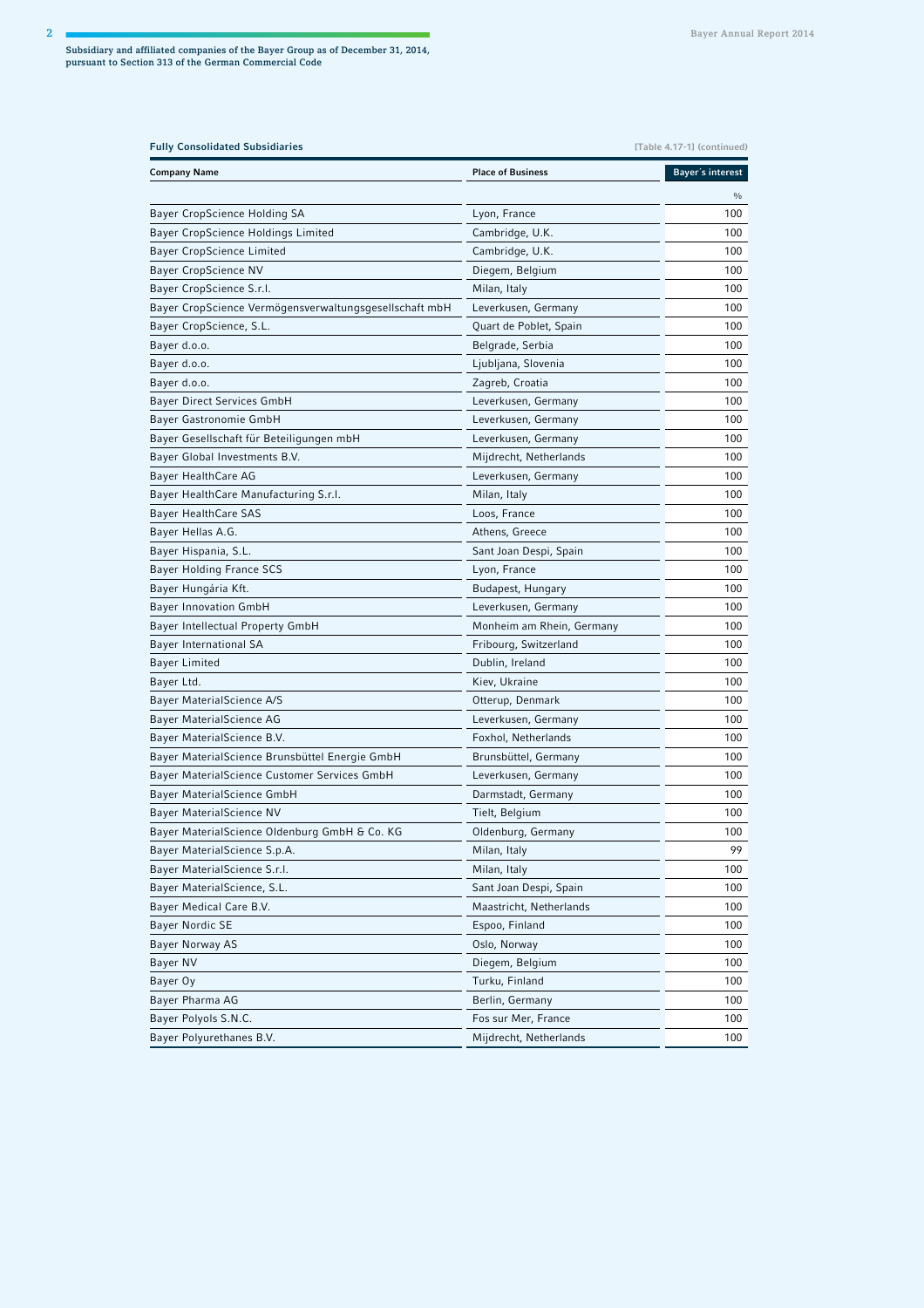Subsidiary and affiliated companies of the Bayer Group as of December 31, 2014, pursuant to Section 313 of the German Commercial Code

**Fully Consolidated Subsidiaries** [Table 4.17-1] (continued)

| Company Name | Place of Business | Bayer's interest |
|---|---|---|
| | | % |
| Bayer CropScience Holding SA | Lyon, France | 100 |
| Bayer CropScience Holdings Limited | Cambridge, U.K. | 100 |
| Bayer CropScience Limited | Cambridge, U.K. | 100 |
| Bayer CropScience NV | Diegem, Belgium | 100 |
| Bayer CropScience S.r.l. | Milan, Italy | 100 |
| Bayer CropScience Vermögensverwaltungsgesellschaft mbH | Leverkusen, Germany | 100 |
| Bayer CropScience, S.L. | Quart de Poblet, Spain | 100 |
| Bayer d.o.o. | Belgrade, Serbia | 100 |
| Bayer d.o.o. | Ljubljana, Slovenia | 100 |
| Bayer d.o.o. | Zagreb, Croatia | 100 |
| Bayer Direct Services GmbH | Leverkusen, Germany | 100 |
| Bayer Gastronomie GmbH | Leverkusen, Germany | 100 |
| Bayer Gesellschaft für Beteiligungen mbH | Leverkusen, Germany | 100 |
| Bayer Global Investments B.V. | Mijdrecht, Netherlands | 100 |
| Bayer HealthCare AG | Leverkusen, Germany | 100 |
| Bayer HealthCare Manufacturing S.r.l. | Milan, Italy | 100 |
| Bayer HealthCare SAS | Loos, France | 100 |
| Bayer Hellas A.G. | Athens, Greece | 100 |
| Bayer Hispania, S.L. | Sant Joan Despi, Spain | 100 |
| Bayer Holding France SCS | Lyon, France | 100 |
| Bayer Hungária Kft. | Budapest, Hungary | 100 |
| Bayer Innovation GmbH | Leverkusen, Germany | 100 |
| Bayer Intellectual Property GmbH | Monheim am Rhein, Germany | 100 |
| Bayer International SA | Fribourg, Switzerland | 100 |
| Bayer Limited | Dublin, Ireland | 100 |
| Bayer Ltd. | Kiev, Ukraine | 100 |
| Bayer MaterialScience A/S | Otterup, Denmark | 100 |
| Bayer MaterialScience AG | Leverkusen, Germany | 100 |
| Bayer MaterialScience B.V. | Foxhol, Netherlands | 100 |
| Bayer MaterialScience Brunsbüttel Energie GmbH | Brunsbüttel, Germany | 100 |
| Bayer MaterialScience Customer Services GmbH | Leverkusen, Germany | 100 |
| Bayer MaterialScience GmbH | Darmstadt, Germany | 100 |
| Bayer MaterialScience NV | Tielt, Belgium | 100 |
| Bayer MaterialScience Oldenburg GmbH & Co. KG | Oldenburg, Germany | 100 |
| Bayer MaterialScience S.p.A. | Milan, Italy | 99 |
| Bayer MaterialScience S.r.l. | Milan, Italy | 100 |
| Bayer MaterialScience, S.L. | Sant Joan Despi, Spain | 100 |
| Bayer Medical Care B.V. | Maastricht, Netherlands | 100 |
| Bayer Nordic SE | Espoo, Finland | 100 |
| Bayer Norway AS | Oslo, Norway | 100 |
| Bayer NV | Diegem, Belgium | 100 |
| Bayer Oy | Turku, Finland | 100 |
| Bayer Pharma AG | Berlin, Germany | 100 |
| Bayer Polyols S.N.C. | Fos sur Mer, France | 100 |
| Bayer Polyurethanes B.V. | Mijdrecht, Netherlands | 100 |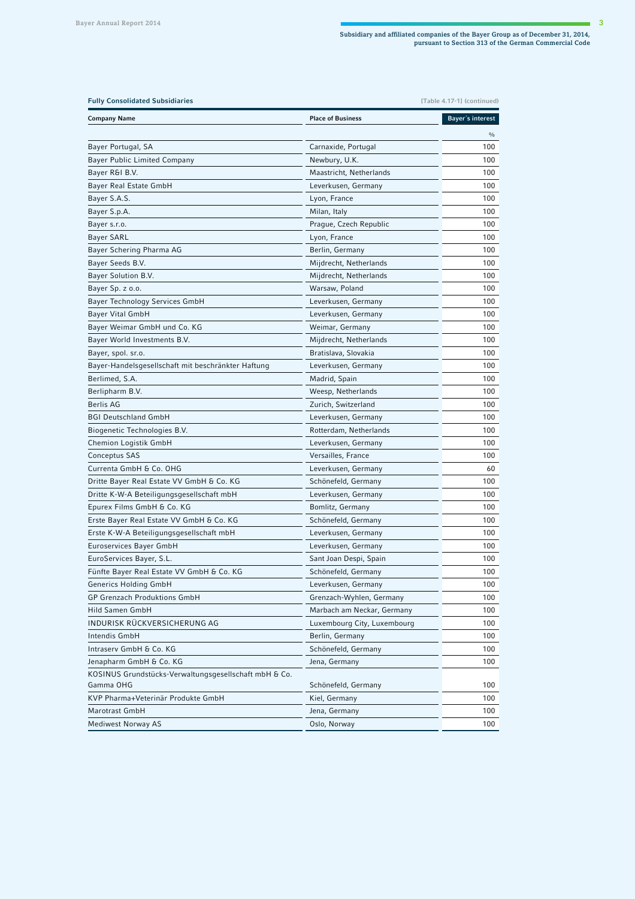Subsidiary and affiliated companies of the Bayer Group as of December 31, 2014, pursuant to Section 313 of the German Commercial Code

**Fully Consolidated Subsidiaries** [Table 4.17-1] (continued)

| Company Name | Place of Business | Bayer´s interest |
|---|---|---|
| | | % |
| Bayer Portugal, SA | Carnaxide, Portugal | 100 |
| Bayer Public Limited Company | Newbury, U.K. | 100 |
| Bayer R&I B.V. | Maastricht, Netherlands | 100 |
| Bayer Real Estate GmbH | Leverkusen, Germany | 100 |
| Bayer S.A.S. | Lyon, France | 100 |
| Bayer S.p.A. | Milan, Italy | 100 |
| Bayer s.r.o. | Prague, Czech Republic | 100 |
| Bayer SARL | Lyon, France | 100 |
| Bayer Schering Pharma AG | Berlin, Germany | 100 |
| Bayer Seeds B.V. | Mijdrecht, Netherlands | 100 |
| Bayer Solution B.V. | Mijdrecht, Netherlands | 100 |
| Bayer Sp. z o.o. | Warsaw, Poland | 100 |
| Bayer Technology Services GmbH | Leverkusen, Germany | 100 |
| Bayer Vital GmbH | Leverkusen, Germany | 100 |
| Bayer Weimar GmbH und Co. KG | Weimar, Germany | 100 |
| Bayer World Investments B.V. | Mijdrecht, Netherlands | 100 |
| Bayer, spol. sr.o. | Bratislava, Slovakia | 100 |
| Bayer-Handelsgesellschaft mit beschränkter Haftung | Leverkusen, Germany | 100 |
| Berlimed, S.A. | Madrid, Spain | 100 |
| Berlipharm B.V. | Weesp, Netherlands | 100 |
| Berlis AG | Zurich, Switzerland | 100 |
| BGI Deutschland GmbH | Leverkusen, Germany | 100 |
| Biogenetic Technologies B.V. | Rotterdam, Netherlands | 100 |
| Chemion Logistik GmbH | Leverkusen, Germany | 100 |
| Conceptus SAS | Versailles, France | 100 |
| Currenta GmbH & Co. OHG | Leverkusen, Germany | 60 |
| Dritte Bayer Real Estate VV GmbH & Co. KG | Schönefeld, Germany | 100 |
| Dritte K-W-A Beteiligungsgesellschaft mbH | Leverkusen, Germany | 100 |
| Epurex Films GmbH & Co. KG | Bomlitz, Germany | 100 |
| Erste Bayer Real Estate VV GmbH & Co. KG | Schönefeld, Germany | 100 |
| Erste K-W-A Beteiligungsgesellschaft mbH | Leverkusen, Germany | 100 |
| Euroservices Bayer GmbH | Leverkusen, Germany | 100 |
| EuroServices Bayer, S.L. | Sant Joan Despi, Spain | 100 |
| Fünfte Bayer Real Estate VV GmbH & Co. KG | Schönefeld, Germany | 100 |
| Generics Holding GmbH | Leverkusen, Germany | 100 |
| GP Grenzach Produktions GmbH | Grenzach-Wyhlen, Germany | 100 |
| Hild Samen GmbH | Marbach am Neckar, Germany | 100 |
| INDURISK RÜCKVERSICHERUNG AG | Luxembourg City, Luxembourg | 100 |
| Intendis GmbH | Berlin, Germany | 100 |
| Intraserv GmbH & Co. KG | Schönefeld, Germany | 100 |
| Jenapharm GmbH & Co. KG | Jena, Germany | 100 |
| KOSINUS Grundstücks-Verwaltungsgesellschaft mbH & Co. Gamma OHG | Schönefeld, Germany | 100 |
| KVP Pharma+Veterinär Produkte GmbH | Kiel, Germany | 100 |
| Marotrast GmbH | Jena, Germany | 100 |
| Mediwest Norway AS | Oslo, Norway | 100 |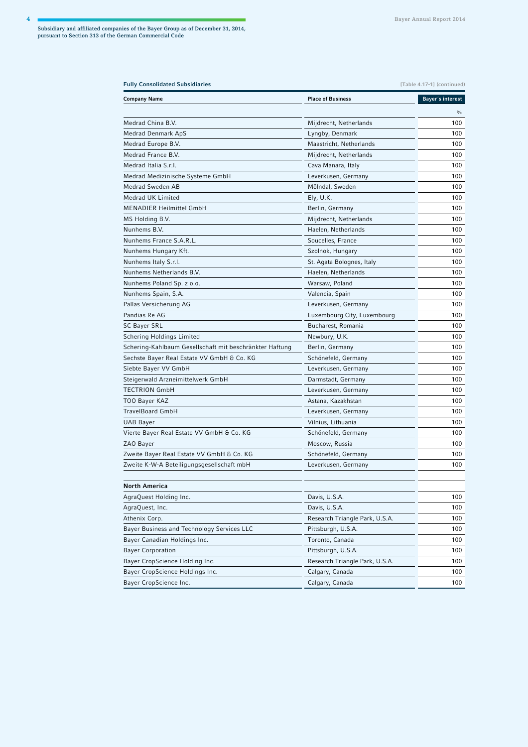Subsidiary and affiliated companies of the Bayer Group as of December 31, 2014, pursuant to Section 313 of the German Commercial Code

**Fully Consolidated Subsidiaries** [Table 4.17-1] (continued)

| Company Name | Place of Business | Bayer's interest |
|---|---|---|
| | | % |
| Medrad China B.V. | Mijdrecht, Netherlands | 100 |
| Medrad Denmark ApS | Lyngby, Denmark | 100 |
| Medrad Europe B.V. | Maastricht, Netherlands | 100 |
| Medrad France B.V. | Mijdrecht, Netherlands | 100 |
| Medrad Italia S.r.l. | Cava Manara, Italy | 100 |
| Medrad Medizinische Systeme GmbH | Leverkusen, Germany | 100 |
| Medrad Sweden AB | Mölndal, Sweden | 100 |
| Medrad UK Limited | Ely, U.K. | 100 |
| MENADIER Heilmittel GmbH | Berlin, Germany | 100 |
| MS Holding B.V. | Mijdrecht, Netherlands | 100 |
| Nunhems B.V. | Haelen, Netherlands | 100 |
| Nunhems France S.A.R.L. | Soucelles, France | 100 |
| Nunhems Hungary Kft. | Szolnok, Hungary | 100 |
| Nunhems Italy S.r.l. | St. Agata Bolognes, Italy | 100 |
| Nunhems Netherlands B.V. | Haelen, Netherlands | 100 |
| Nunhems Poland Sp. z o.o. | Warsaw, Poland | 100 |
| Nunhems Spain, S.A. | Valencia, Spain | 100 |
| Pallas Versicherung AG | Leverkusen, Germany | 100 |
| Pandias Re AG | Luxembourg City, Luxembourg | 100 |
| SC Bayer SRL | Bucharest, Romania | 100 |
| Schering Holdings Limited | Newbury, U.K. | 100 |
| Schering-Kahlbaum Gesellschaft mit beschränkter Haftung | Berlin, Germany | 100 |
| Sechste Bayer Real Estate VV GmbH & Co. KG | Schönefeld, Germany | 100 |
| Siebte Bayer VV GmbH | Leverkusen, Germany | 100 |
| Steigerwald Arzneimittelwerk GmbH | Darmstadt, Germany | 100 |
| TECTRION GmbH | Leverkusen, Germany | 100 |
| TOO Bayer KAZ | Astana, Kazakhstan | 100 |
| TravelBoard GmbH | Leverkusen, Germany | 100 |
| UAB Bayer | Vilnius, Lithuania | 100 |
| Vierte Bayer Real Estate VV GmbH & Co. KG | Schönefeld, Germany | 100 |
| ZAO Bayer | Moscow, Russia | 100 |
| Zweite Bayer Real Estate VV GmbH & Co. KG | Schönefeld, Germany | 100 |
| Zweite K-W-A Beteiligungsgesellschaft mbH | Leverkusen, Germany | 100 |
| | | |
| **North America** | | |
| AgraQuest Holding Inc. | Davis, U.S.A. | 100 |
| AgraQuest, Inc. | Davis, U.S.A. | 100 |
| Athenix Corp. | Research Triangle Park, U.S.A. | 100 |
| Bayer Business and Technology Services LLC | Pittsburgh, U.S.A. | 100 |
| Bayer Canadian Holdings Inc. | Toronto, Canada | 100 |
| Bayer Corporation | Pittsburgh, U.S.A. | 100 |
| Bayer CropScience Holding Inc. | Research Triangle Park, U.S.A. | 100 |
| Bayer CropScience Holdings Inc. | Calgary, Canada | 100 |
| Bayer CropScience Inc. | Calgary, Canada | 100 |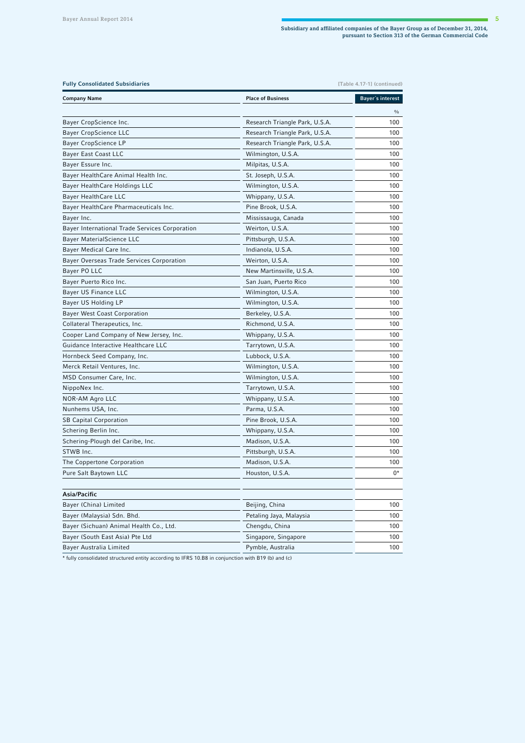Subsidiary and affiliated companies of the Bayer Group as of December 31, 2014, pursuant to Section 313 of the German Commercial Code

**Fully Consolidated Subsidiaries** [Table 4.17-1] (continued)

| Company Name | Place of Business | Bayer´s interest |
|---|---|---|
| | | % |
| Bayer CropScience Inc. | Research Triangle Park, U.S.A. | 100 |
| Bayer CropScience LLC | Research Triangle Park, U.S.A. | 100 |
| Bayer CropScience LP | Research Triangle Park, U.S.A. | 100 |
| Bayer East Coast LLC | Wilmington, U.S.A. | 100 |
| Bayer Essure Inc. | Milpitas, U.S.A. | 100 |
| Bayer HealthCare Animal Health Inc. | St. Joseph, U.S.A. | 100 |
| Bayer HealthCare Holdings LLC | Wilmington, U.S.A. | 100 |
| Bayer HealthCare LLC | Whippany, U.S.A. | 100 |
| Bayer HealthCare Pharmaceuticals Inc. | Pine Brook, U.S.A. | 100 |
| Bayer Inc. | Mississauga, Canada | 100 |
| Bayer International Trade Services Corporation | Weirton, U.S.A. | 100 |
| Bayer MaterialScience LLC | Pittsburgh, U.S.A. | 100 |
| Bayer Medical Care Inc. | Indianola, U.S.A. | 100 |
| Bayer Overseas Trade Services Corporation | Weirton, U.S.A. | 100 |
| Bayer PO LLC | New Martinsville, U.S.A. | 100 |
| Bayer Puerto Rico Inc. | San Juan, Puerto Rico | 100 |
| Bayer US Finance LLC | Wilmington, U.S.A. | 100 |
| Bayer US Holding LP | Wilmington, U.S.A. | 100 |
| Bayer West Coast Corporation | Berkeley, U.S.A. | 100 |
| Collateral Therapeutics, Inc. | Richmond, U.S.A. | 100 |
| Cooper Land Company of New Jersey, Inc. | Whippany, U.S.A. | 100 |
| Guidance Interactive Healthcare LLC | Tarrytown, U.S.A. | 100 |
| Hornbeck Seed Company, Inc. | Lubbock, U.S.A. | 100 |
| Merck Retail Ventures, Inc. | Wilmington, U.S.A. | 100 |
| MSD Consumer Care, Inc. | Wilmington, U.S.A. | 100 |
| NippoNex Inc. | Tarrytown, U.S.A. | 100 |
| NOR-AM Agro LLC | Whippany, U.S.A. | 100 |
| Nunhems USA, Inc. | Parma, U.S.A. | 100 |
| SB Capital Corporation | Pine Brook, U.S.A. | 100 |
| Schering Berlin Inc. | Whippany, U.S.A. | 100 |
| Schering-Plough del Caribe, Inc. | Madison, U.S.A. | 100 |
| STWB Inc. | Pittsburgh, U.S.A. | 100 |
| The Coppertone Corporation | Madison, U.S.A. | 100 |
| Pure Salt Baytown LLC | Houston, U.S.A. | 0* |
| | | |
| **Asia/Pacific** | | |
| Bayer (China) Limited | Beijing, China | 100 |
| Bayer (Malaysia) Sdn. Bhd. | Petaling Jaya, Malaysia | 100 |
| Bayer (Sichuan) Animal Health Co., Ltd. | Chengdu, China | 100 |
| Bayer (South East Asia) Pte Ltd | Singapore, Singapore | 100 |
| Bayer Australia Limited | Pymble, Australia | 100 |

* fully consolidated structured entity according to IFRS 10.B8 in conjunction with B19 (b) and (c)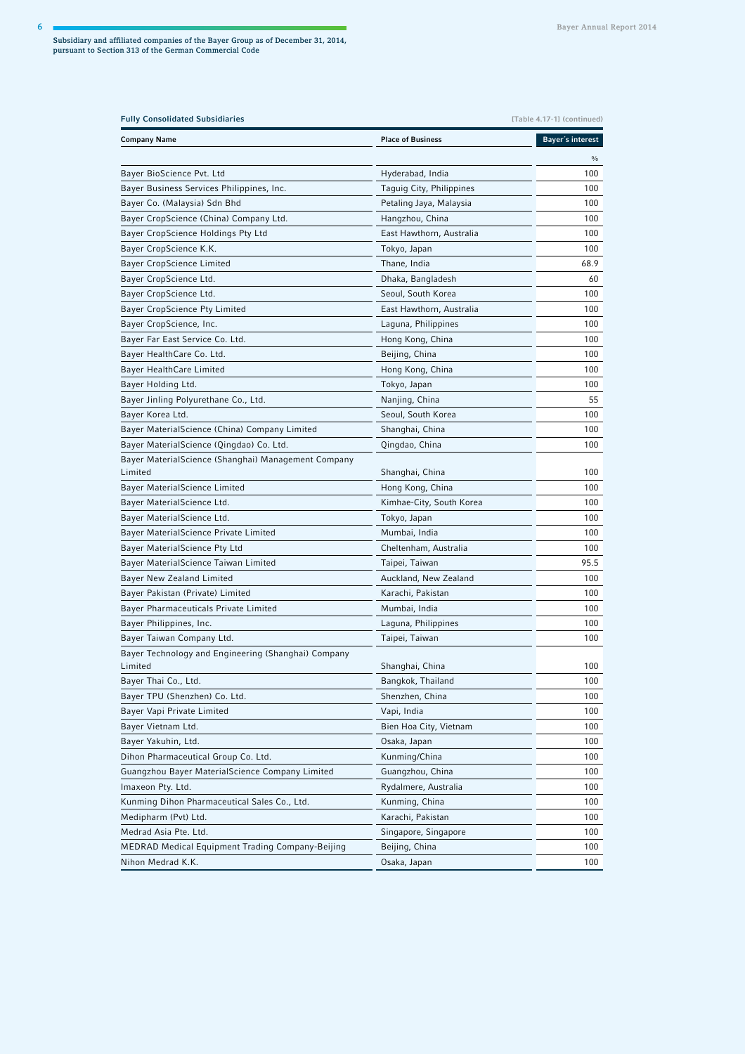Subsidiary and affiliated companies of the Bayer Group as of December 31, 2014, pursuant to Section 313 of the German Commercial Code

**Fully Consolidated Subsidiaries** [Table 4.17-1] (continued)

| Company Name | Place of Business | Bayer's interest |
|---|---|---|
| | | % |
| Bayer BioScience Pvt. Ltd | Hyderabad, India | 100 |
| Bayer Business Services Philippines, Inc. | Taguig City, Philippines | 100 |
| Bayer Co. (Malaysia) Sdn Bhd | Petaling Jaya, Malaysia | 100 |
| Bayer CropScience (China) Company Ltd. | Hangzhou, China | 100 |
| Bayer CropScience Holdings Pty Ltd | East Hawthorn, Australia | 100 |
| Bayer CropScience K.K. | Tokyo, Japan | 100 |
| Bayer CropScience Limited | Thane, India | 68.9 |
| Bayer CropScience Ltd. | Dhaka, Bangladesh | 60 |
| Bayer CropScience Ltd. | Seoul, South Korea | 100 |
| Bayer CropScience Pty Limited | East Hawthorn, Australia | 100 |
| Bayer CropScience, Inc. | Laguna, Philippines | 100 |
| Bayer Far East Service Co. Ltd. | Hong Kong, China | 100 |
| Bayer HealthCare Co. Ltd. | Beijing, China | 100 |
| Bayer HealthCare Limited | Hong Kong, China | 100 |
| Bayer Holding Ltd. | Tokyo, Japan | 100 |
| Bayer Jinling Polyurethane Co., Ltd. | Nanjing, China | 55 |
| Bayer Korea Ltd. | Seoul, South Korea | 100 |
| Bayer MaterialScience (China) Company Limited | Shanghai, China | 100 |
| Bayer MaterialScience (Qingdao) Co. Ltd. | Qingdao, China | 100 |
| Bayer MaterialScience (Shanghai) Management Company Limited | Shanghai, China | 100 |
| Bayer MaterialScience Limited | Hong Kong, China | 100 |
| Bayer MaterialScience Ltd. | Kimhae-City, South Korea | 100 |
| Bayer MaterialScience Ltd. | Tokyo, Japan | 100 |
| Bayer MaterialScience Private Limited | Mumbai, India | 100 |
| Bayer MaterialScience Pty Ltd | Cheltenham, Australia | 100 |
| Bayer MaterialScience Taiwan Limited | Taipei, Taiwan | 95.5 |
| Bayer New Zealand Limited | Auckland, New Zealand | 100 |
| Bayer Pakistan (Private) Limited | Karachi, Pakistan | 100 |
| Bayer Pharmaceuticals Private Limited | Mumbai, India | 100 |
| Bayer Philippines, Inc. | Laguna, Philippines | 100 |
| Bayer Taiwan Company Ltd. | Taipei, Taiwan | 100 |
| Bayer Technology and Engineering (Shanghai) Company Limited | Shanghai, China | 100 |
| Bayer Thai Co., Ltd. | Bangkok, Thailand | 100 |
| Bayer TPU (Shenzhen) Co. Ltd. | Shenzhen, China | 100 |
| Bayer Vapi Private Limited | Vapi, India | 100 |
| Bayer Vietnam Ltd. | Bien Hoa City, Vietnam | 100 |
| Bayer Yakuhin, Ltd. | Osaka, Japan | 100 |
| Dihon Pharmaceutical Group Co. Ltd. | Kunming/China | 100 |
| Guangzhou Bayer MaterialScience Company Limited | Guangzhou, China | 100 |
| Imaxeon Pty. Ltd. | Rydalmere, Australia | 100 |
| Kunming Dihon Pharmaceutical Sales Co., Ltd. | Kunming, China | 100 |
| Medipharm (Pvt) Ltd. | Karachi, Pakistan | 100 |
| Medrad Asia Pte. Ltd. | Singapore, Singapore | 100 |
| MEDRAD Medical Equipment Trading Company-Beijing | Beijing, China | 100 |
| Nihon Medrad K.K. | Osaka, Japan | 100 |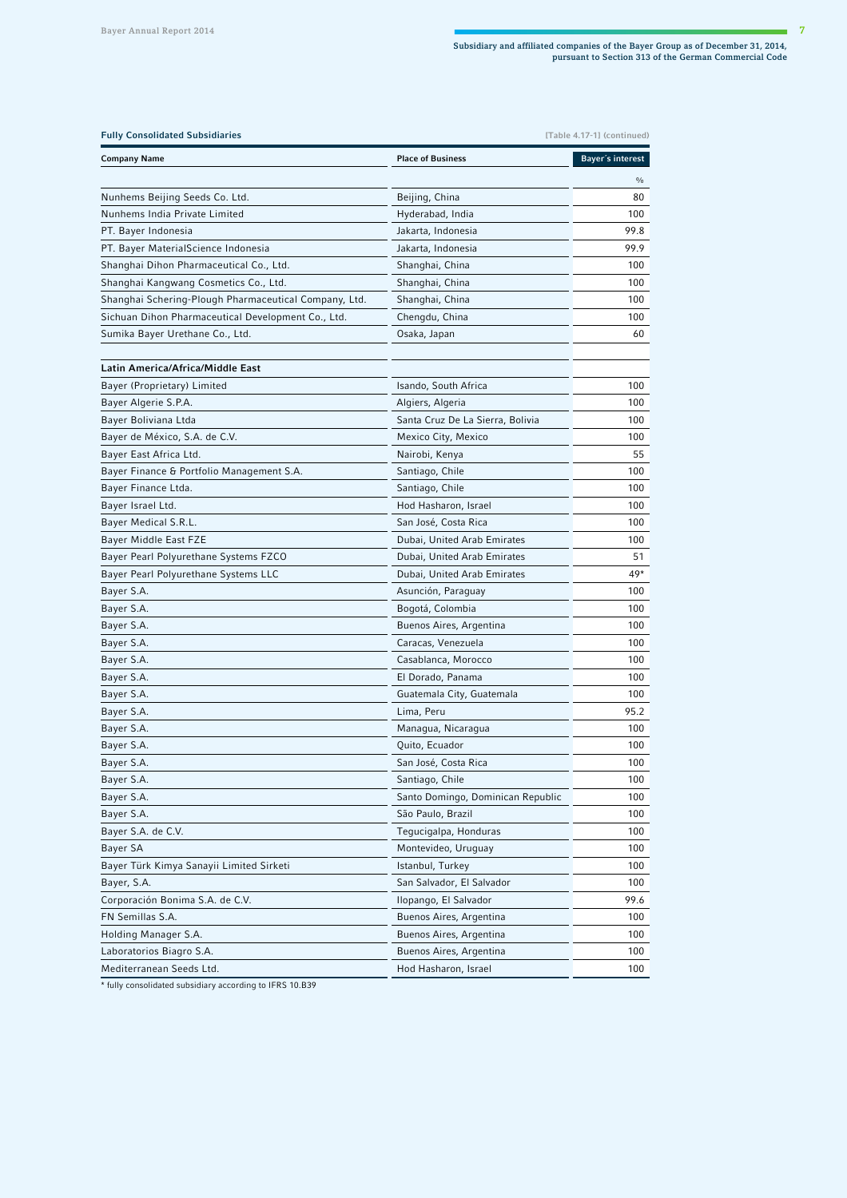Subsidiary and affiliated companies of the Bayer Group as of December 31, 2014, pursuant to Section 313 of the German Commercial Code

**Fully Consolidated Subsidiaries** [Table 4.17-1] (continued)

| Company Name | Place of Business | Bayer´s interest |
|---|---|---|
| | | % |
| Nunhems Beijing Seeds Co. Ltd. | Beijing, China | 80 |
| Nunhems India Private Limited | Hyderabad, India | 100 |
| PT. Bayer Indonesia | Jakarta, Indonesia | 99.8 |
| PT. Bayer MaterialScience Indonesia | Jakarta, Indonesia | 99.9 |
| Shanghai Dihon Pharmaceutical Co., Ltd. | Shanghai, China | 100 |
| Shanghai Kangwang Cosmetics Co., Ltd. | Shanghai, China | 100 |
| Shanghai Schering-Plough Pharmaceutical Company, Ltd. | Shanghai, China | 100 |
| Sichuan Dihon Pharmaceutical Development Co., Ltd. | Chengdu, China | 100 |
| Sumika Bayer Urethane Co., Ltd. | Osaka, Japan | 60 |
| | | |
| **Latin America/Africa/Middle East** | | |
| Bayer (Proprietary) Limited | Isando, South Africa | 100 |
| Bayer Algerie S.P.A. | Algiers, Algeria | 100 |
| Bayer Boliviana Ltda | Santa Cruz De La Sierra, Bolivia | 100 |
| Bayer de México, S.A. de C.V. | Mexico City, Mexico | 100 |
| Bayer East Africa Ltd. | Nairobi, Kenya | 55 |
| Bayer Finance & Portfolio Management S.A. | Santiago, Chile | 100 |
| Bayer Finance Ltda. | Santiago, Chile | 100 |
| Bayer Israel Ltd. | Hod Hasharon, Israel | 100 |
| Bayer Medical S.R.L. | San José, Costa Rica | 100 |
| Bayer Middle East FZE | Dubai, United Arab Emirates | 100 |
| Bayer Pearl Polyurethane Systems FZCO | Dubai, United Arab Emirates | 51 |
| Bayer Pearl Polyurethane Systems LLC | Dubai, United Arab Emirates | 49* |
| Bayer S.A. | Asunción, Paraguay | 100 |
| Bayer S.A. | Bogotá, Colombia | 100 |
| Bayer S.A. | Buenos Aires, Argentina | 100 |
| Bayer S.A. | Caracas, Venezuela | 100 |
| Bayer S.A. | Casablanca, Morocco | 100 |
| Bayer S.A. | El Dorado, Panama | 100 |
| Bayer S.A. | Guatemala City, Guatemala | 100 |
| Bayer S.A. | Lima, Peru | 95.2 |
| Bayer S.A. | Managua, Nicaragua | 100 |
| Bayer S.A. | Quito, Ecuador | 100 |
| Bayer S.A. | San José, Costa Rica | 100 |
| Bayer S.A. | Santiago, Chile | 100 |
| Bayer S.A. | Santo Domingo, Dominican Republic | 100 |
| Bayer S.A. | São Paulo, Brazil | 100 |
| Bayer S.A. de C.V. | Tegucigalpa, Honduras | 100 |
| Bayer SA | Montevideo, Uruguay | 100 |
| Bayer Türk Kimya Sanayii Limited Sirketi | Istanbul, Turkey | 100 |
| Bayer, S.A. | San Salvador, El Salvador | 100 |
| Corporación Bonima S.A. de C.V. | Ilopango, El Salvador | 99.6 |
| FN Semillas S.A. | Buenos Aires, Argentina | 100 |
| Holding Manager S.A. | Buenos Aires, Argentina | 100 |
| Laboratorios Biagro S.A. | Buenos Aires, Argentina | 100 |
| Mediterranean Seeds Ltd. | Hod Hasharon, Israel | 100 |

* fully consolidated subsidiary according to IFRS 10.B39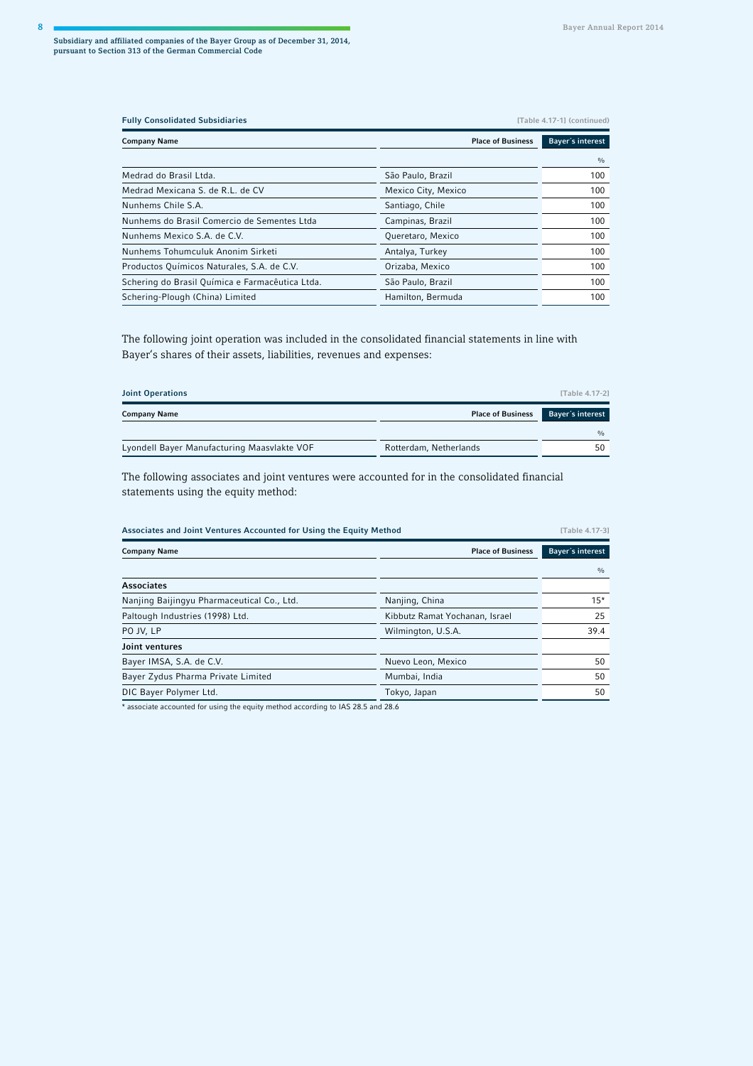Subsidiary and affiliated companies of the Bayer Group as of December 31, 2014, pursuant to Section 313 of the German Commercial Code

**Fully Consolidated Subsidiaries** [Table 4.17-1] (continued)

| Company Name | Place of Business | Bayer´s interest |
|---|---|---|
| | | % |
| Medrad do Brasil Ltda. | São Paulo, Brazil | 100 |
| Medrad Mexicana S. de R.L. de CV | Mexico City, Mexico | 100 |
| Nunhems Chile S.A. | Santiago, Chile | 100 |
| Nunhems do Brasil Comercio de Sementes Ltda | Campinas, Brazil | 100 |
| Nunhems Mexico S.A. de C.V. | Queretaro, Mexico | 100 |
| Nunhems Tohumculuk Anonim Sirketi | Antalya, Turkey | 100 |
| Productos Químicos Naturales, S.A. de C.V. | Orizaba, Mexico | 100 |
| Schering do Brasil Química e Farmacêutica Ltda. | São Paulo, Brazil | 100 |
| Schering-Plough (China) Limited | Hamilton, Bermuda | 100 |

The following joint operation was included in the consolidated financial statements in line with Bayer's shares of their assets, liabilities, revenues and expenses:

**Joint Operations** [Table 4.17-2]

| Company Name | Place of Business | Bayer´s interest |
|---|---|---|
| | | % |
| Lyondell Bayer Manufacturing Maasvlakte VOF | Rotterdam, Netherlands | 50 |

The following associates and joint ventures were accounted for in the consolidated financial statements using the equity method:

**Associates and Joint Ventures Accounted for Using the Equity Method** [Table 4.17-3]

| Company Name | Place of Business | Bayer´s interest |
|---|---|---|
| | | % |
| **Associates** | | |
| Nanjing Baijingyu Pharmaceutical Co., Ltd. | Nanjing, China | 15* |
| Paltough Industries (1998) Ltd. | Kibbutz Ramat Yochanan, Israel | 25 |
| PO JV, LP | Wilmington, U.S.A. | 39.4 |
| **Joint ventures** | | |
| Bayer IMSA, S.A. de C.V. | Nuevo Leon, Mexico | 50 |
| Bayer Zydus Pharma Private Limited | Mumbai, India | 50 |
| DIC Bayer Polymer Ltd. | Tokyo, Japan | 50 |

* associate accounted for using the equity method according to IAS 28.5 and 28.6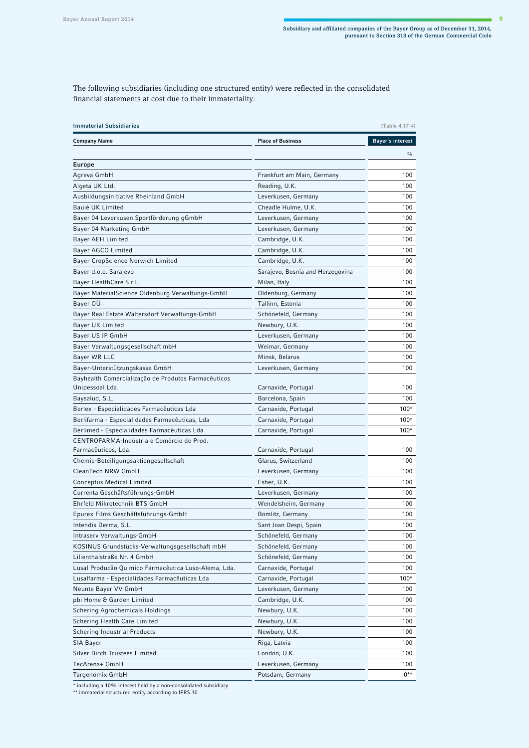The following subsidiaries (including one structured entity) were reflected in the consolidated financial statements at cost due to their immateriality:

**Immaterial Subsidiaries** [Table 4.17-4]

| Company Name | Place of Business | Bayer´s interest |
|---|---|---|
| | | % |
| **Europe** | | |
| Agreva GmbH | Frankfurt am Main, Germany | 100 |
| Algeta UK Ltd. | Reading, U.K. | 100 |
| Ausbildungsinitiative Rheinland GmbH | Leverkusen, Germany | 100 |
| Baulé UK Limited | Cheadle Hulme, U.K. | 100 |
| Bayer 04 Leverkusen Sportförderung gGmbH | Leverkusen, Germany | 100 |
| Bayer 04 Marketing GmbH | Leverkusen, Germany | 100 |
| Bayer AEH Limited | Cambridge, U.K. | 100 |
| Bayer AGCO Limited | Cambridge, U.K. | 100 |
| Bayer CropScience Norwich Limited | Cambridge, U.K. | 100 |
| Bayer d.o.o. Sarajevo | Sarajevo, Bosnia and Herzegovina | 100 |
| Bayer HealthCare S.r.l. | Milan, Italy | 100 |
| Bayer MaterialScience Oldenburg Verwaltungs-GmbH | Oldenburg, Germany | 100 |
| Bayer OÜ | Tallinn, Estonia | 100 |
| Bayer Real Estate Waltersdorf Verwaltungs-GmbH | Schönefeld, Germany | 100 |
| Bayer UK Limited | Newbury, U.K. | 100 |
| Bayer US IP GmbH | Leverkusen, Germany | 100 |
| Bayer Verwaltungsgesellschaft mbH | Weimar, Germany | 100 |
| Bayer WR LLC | Minsk, Belarus | 100 |
| Bayer-Unterstützungskasse GmbH | Leverkusen, Germany | 100 |
| Bayhealth Comercialização de Produtos Farmacêuticos Unipessoal Lda. | Carnaxide, Portugal | 100 |
| Baysalud, S.L. | Barcelona, Spain | 100 |
| Berlex - Especialidades Farmacêuticas Lda | Carnaxide, Portugal | 100* |
| Berlifarma - Especialidades Farmacêuticas, Lda | Carnaxide, Portugal | 100* |
| Berlimed - Especialidades Farmacêuticas Lda | Carnaxide, Portugal | 100* |
| CENTROFARMA-Indústria e Comércio de Prod. Farmacêuticos, Lda. | Carnaxide, Portugal | 100 |
| Chemie-Beteiligungsaktiengesellschaft | Glarus, Switzerland | 100 |
| CleanTech NRW GmbH | Leverkusen, Germany | 100 |
| Conceptus Medical Limited | Esher, U.K. | 100 |
| Currenta Geschäftsführungs-GmbH | Leverkusen, Germany | 100 |
| Ehrfeld Mikrotechnik BTS GmbH | Wendelsheim, Germany | 100 |
| Epurex Films Geschäftsführungs-GmbH | Bomlitz, Germany | 100 |
| Intendis Derma, S.L. | Sant Joan Despi, Spain | 100 |
| Intraserv Verwaltungs-GmbH | Schönefeld, Germany | 100 |
| KOSINUS Grundstücks-Verwaltungsgesellschaft mbH | Schönefeld, Germany | 100 |
| Lilienthalstraße Nr. 4 GmbH | Schönefeld, Germany | 100 |
| Lusal Producão Quimico Farmacêutica Luso-Alema, Lda. | Carnaxide, Portugal | 100 |
| Lusalfarma - Especialidades Farmacêuticas Lda | Carnaxide, Portugal | 100* |
| Neunte Bayer VV GmbH | Leverkusen, Germany | 100 |
| pbi Home & Garden Limited | Cambridge, U.K. | 100 |
| Schering Agrochemicals Holdings | Newbury, U.K. | 100 |
| Schering Health Care Limited | Newbury, U.K. | 100 |
| Schering Industrial Products | Newbury, U.K. | 100 |
| SIA Bayer | Riga, Latvia | 100 |
| Silver Birch Trustees Limited | London, U.K. | 100 |
| TecArena+ GmbH | Leverkusen, Germany | 100 |
| Targenomix GmbH | Potsdam, Germany | 0** |

* including a 10% interest held by a non-consolidated subsidiary
** immaterial structured entity according to IFRS 10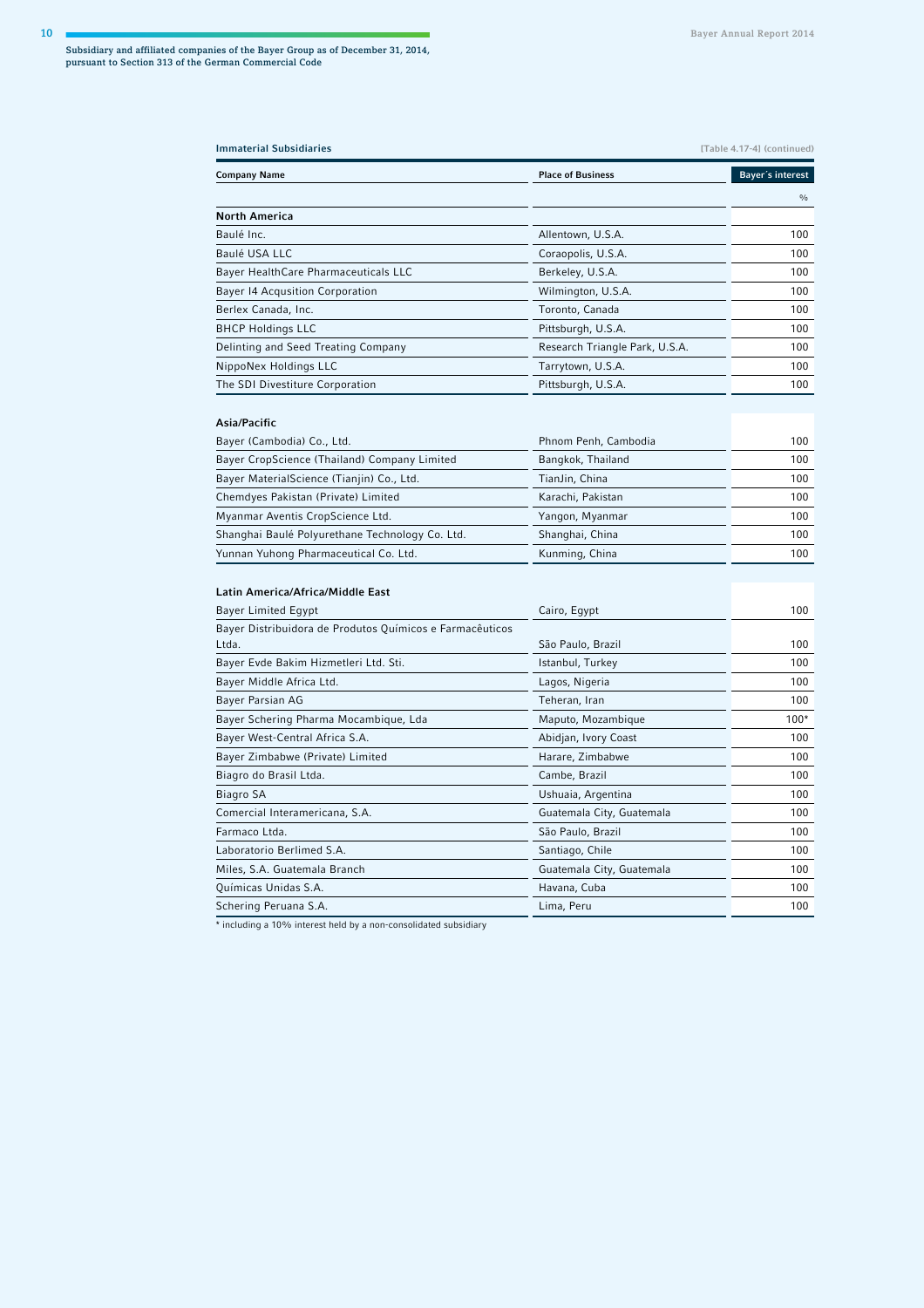Subsidiary and affiliated companies of the Bayer Group as of December 31, 2014, pursuant to Section 313 of the German Commercial Code

**Immaterial Subsidiaries** [Table 4.17-4] (continued)

| Company Name | Place of Business | Bayer´s interest |
|---|---|---|
| | | % |
| **North America** | | |
| Baulé Inc. | Allentown, U.S.A. | 100 |
| Baulé USA LLC | Coraopolis, U.S.A. | 100 |
| Bayer HealthCare Pharmaceuticals LLC | Berkeley, U.S.A. | 100 |
| Bayer I4 Acqusition Corporation | Wilmington, U.S.A. | 100 |
| Berlex Canada, Inc. | Toronto, Canada | 100 |
| BHCP Holdings LLC | Pittsburgh, U.S.A. | 100 |
| Delinting and Seed Treating Company | Research Triangle Park, U.S.A. | 100 |
| NippoNex Holdings LLC | Tarrytown, U.S.A. | 100 |
| The SDI Divestiture Corporation | Pittsburgh, U.S.A. | 100 |
| **Asia/Pacific** | | |
| Bayer (Cambodia) Co., Ltd. | Phnom Penh, Cambodia | 100 |
| Bayer CropScience (Thailand) Company Limited | Bangkok, Thailand | 100 |
| Bayer MaterialScience (Tianjin) Co., Ltd. | TianJin, China | 100 |
| Chemdyes Pakistan (Private) Limited | Karachi, Pakistan | 100 |
| Myanmar Aventis CropScience Ltd. | Yangon, Myanmar | 100 |
| Shanghai Baulé Polyurethane Technology Co. Ltd. | Shanghai, China | 100 |
| Yunnan Yuhong Pharmaceutical Co. Ltd. | Kunming, China | 100 |
| **Latin America/Africa/Middle East** | | |
| Bayer Limited Egypt | Cairo, Egypt | 100 |
| Bayer Distribuidora de Produtos Químicos e Farmacêuticos Ltda. | São Paulo, Brazil | 100 |
| Bayer Evde Bakim Hizmetleri Ltd. Sti. | Istanbul, Turkey | 100 |
| Bayer Middle Africa Ltd. | Lagos, Nigeria | 100 |
| Bayer Parsian AG | Teheran, Iran | 100 |
| Bayer Schering Pharma Mocambique, Lda | Maputo, Mozambique | 100* |
| Bayer West-Central Africa S.A. | Abidjan, Ivory Coast | 100 |
| Bayer Zimbabwe (Private) Limited | Harare, Zimbabwe | 100 |
| Biagro do Brasil Ltda. | Cambe, Brazil | 100 |
| Biagro SA | Ushuaia, Argentina | 100 |
| Comercial Interamericana, S.A. | Guatemala City, Guatemala | 100 |
| Farmaco Ltda. | São Paulo, Brazil | 100 |
| Laboratorio Berlimed S.A. | Santiago, Chile | 100 |
| Miles, S.A. Guatemala Branch | Guatemala City, Guatemala | 100 |
| Químicas Unidas S.A. | Havana, Cuba | 100 |
| Schering Peruana S.A. | Lima, Peru | 100 |

* including a 10% interest held by a non-consolidated subsidiary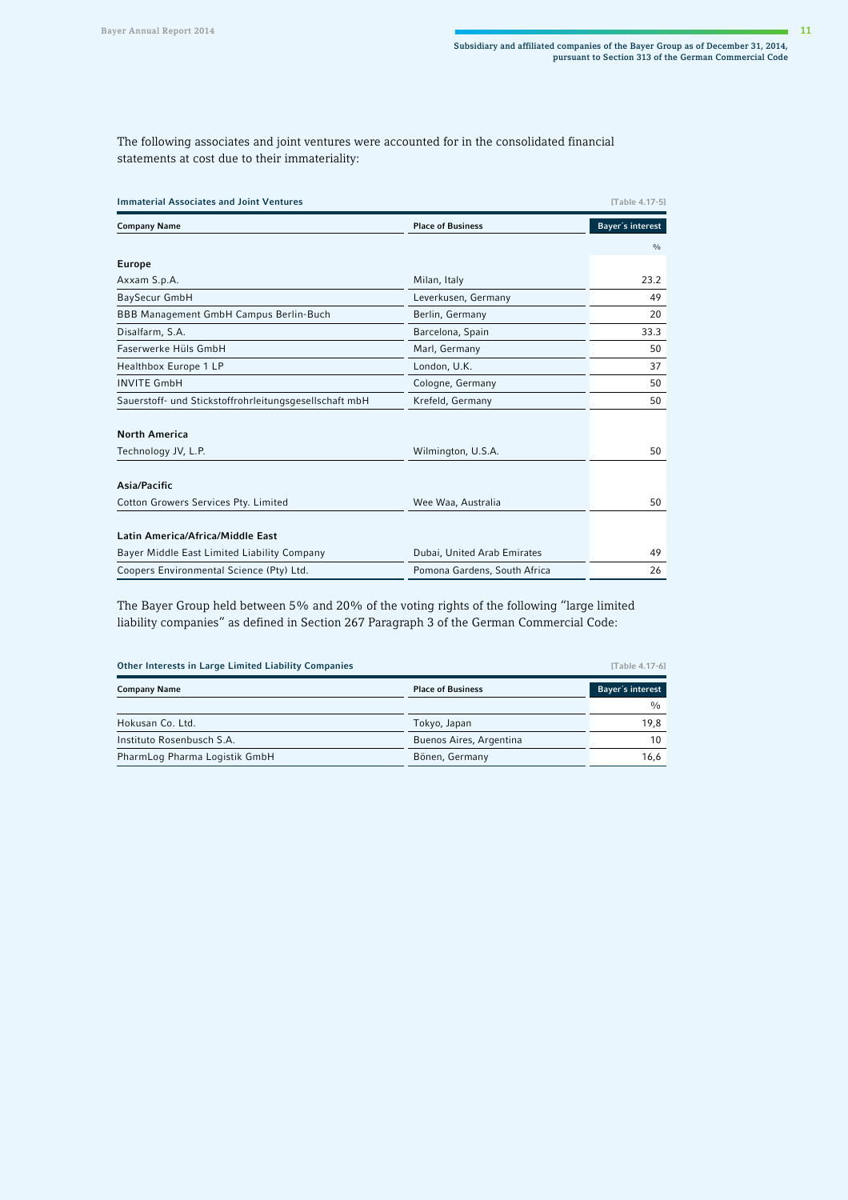The following associates and joint ventures were accounted for in the consolidated financial statements at cost due to their immateriality:

**Immatrial Associates and Joint Ventures** [Table 4.17-5]

| Company Name | Place of Business | Bayer´s interest |
|---|---|---|
| | | % |
| **Europe** | | |
| Axxam S.p.A. | Milan, Italy | 23.2 |
| BaySecur GmbH | Leverkusen, Germany | 49 |
| BBB Management GmbH Campus Berlin-Buch | Berlin, Germany | 20 |
| Disalfarm, S.A. | Barcelona, Spain | 33.3 |
| Faserwerke Hüls GmbH | Marl, Germany | 50 |
| Healthbox Europe 1 LP | London, U.K. | 37 |
| INVITE GmbH | Cologne, Germany | 50 |
| Sauerstoff- und Stickstoffrohrleitungsgesellschaft mbH | Krefeld, Germany | 50 |
| **North America** | | |
| Technology JV, L.P. | Wilmington, U.S.A. | 50 |
| **Asia/Pacific** | | |
| Cotton Growers Services Pty. Limited | Wee Waa, Australia | 50 |
| **Latin America/Africa/Middle East** | | |
| Bayer Middle East Limited Liability Company | Dubai, United Arab Emirates | 49 |
| Coopers Environmental Science (Pty) Ltd. | Pomona Gardens, South Africa | 26 |

The Bayer Group held between 5% and 20% of the voting rights of the following "large limited liability companies" as defined in Section 267 Paragraph 3 of the German Commercial Code:

**Other Interests in Large Limited Liability Companies** [Table 4.17-6]

| Company Name | Place of Business | Bayer´s interest |
|---|---|---|
| | | % |
| Hokusan Co. Ltd. | Tokyo, Japan | 19,8 |
| Instituto Rosenbusch S.A. | Buenos Aires, Argentina | 10 |
| PharmLog Pharma Logistik GmbH | Bönen, Germany | 16,6 |